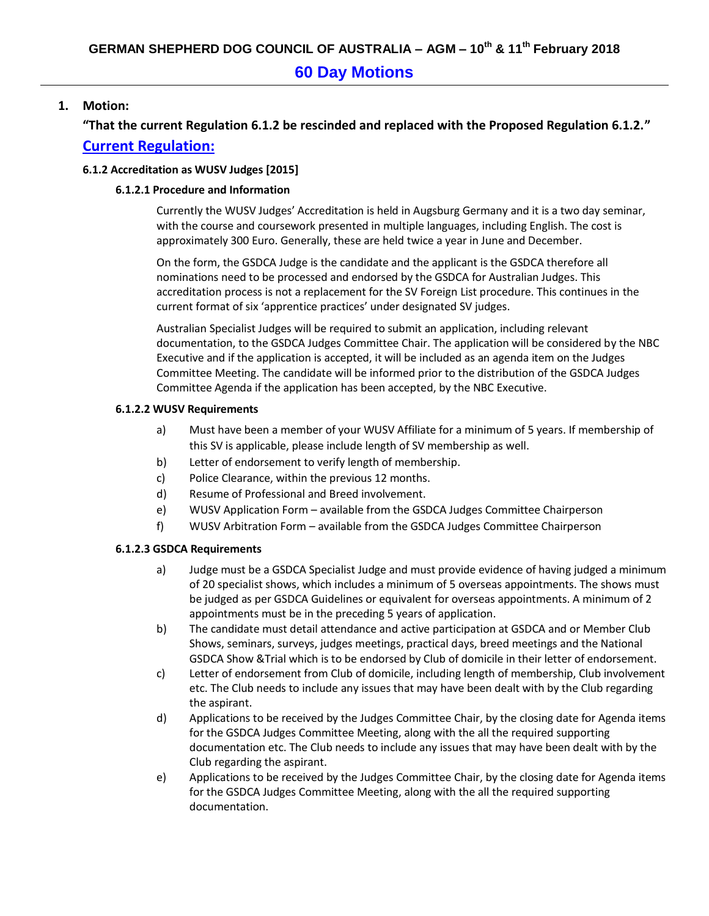# GERMAN SHEPHERD DOG COUNCIL OF AUSTRALIA – AGM – 10th & 11th February 2018

## 60 Day Motions

**1. Motion:**

**"That the current Regulation 6.1.2 be rescinded and replaced with the Proposed Regulation 6.1.2."**

## Current Regulation:

### 6.1.2 Accreditation as WUSV Judges [2015]

#### 6.1.2.1 Procedure and Information

Currently the WUSV Judges' Accreditation is held in Augsburg Germany and it is a two day seminar, with the course and coursework presented in multiple languages, including English. The cost is approximately 300 Euro. Generally, these are held twice a year in June and December.

On the form, the GSDCA Judge is the candidate and the applicant is the GSDCA therefore all nominations need to be processed and endorsed by the GSDCA for Australian Judges. This accreditation process is not a replacement for the SV Foreign List procedure. This continues in the current format of six 'apprentice practices' under designated SV judges.

Australian Specialist Judges will be required to submit an application, including relevant documentation, to the GSDCA Judges Committee Chair. The application will be considered by the NBC Executive and if the application is accepted, it will be included as an agenda item on the Judges Committee Meeting. The candidate will be informed prior to the distribution of the GSDCA Judges Committee Agenda if the application has been accepted, by the NBC Executive.

#### 6.1.2.2 WUSV Requirements

a) Must have been a member of your WUSV Affiliate for a minimum of 5 years. If membership of this SV is applicable, please include length of SV membership as well.

b) Letter of endorsement to verify length of membership.

c) Police Clearance, within the previous 12 months.

d) Resume of Professional and Breed involvement.

e) WUSV Application Form – available from the GSDCA Judges Committee Chairperson

f) WUSV Arbitration Form – available from the GSDCA Judges Committee Chairperson

#### 6.1.2.3 GSDCA Requirements

a) Judge must be a GSDCA Specialist Judge and must provide evidence of having judged a minimum of 20 specialist shows, which includes a minimum of 5 overseas appointments. The shows must be judged as per GSDCA Guidelines or equivalent for overseas appointments. A minimum of 2 appointments must be in the preceding 5 years of application.

b) The candidate must detail attendance and active participation at GSDCA and or Member Club Shows, seminars, surveys, judges meetings, practical days, breed meetings and the National GSDCA Show &Trial which is to be endorsed by Club of domicile in their letter of endorsement.

c) Letter of endorsement from Club of domicile, including length of membership, Club involvement etc. The Club needs to include any issues that may have been dealt with by the Club regarding the aspirant.

d) Applications to be received by the Judges Committee Chair, by the closing date for Agenda items for the GSDCA Judges Committee Meeting, along with the all the required supporting documentation etc. The Club needs to include any issues that may have been dealt with by the Club regarding the aspirant.

e) Applications to be received by the Judges Committee Chair, by the closing date for Agenda items for the GSDCA Judges Committee Meeting, along with the all the required supporting documentation.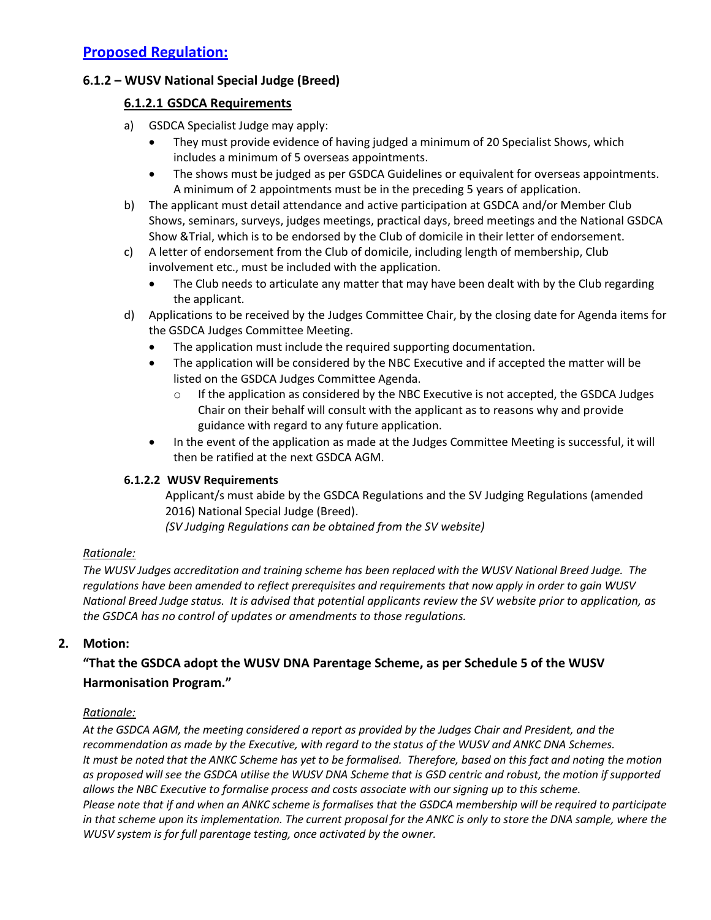## Proposed Regulation:

### 6.1.2 – WUSV National Special Judge (Breed)

#### 6.1.2.1 GSDCA Requirements

a) GSDCA Specialist Judge may apply:
   - They must provide evidence of having judged a minimum of 20 Specialist Shows, which includes a minimum of 5 overseas appointments.
   - The shows must be judged as per GSDCA Guidelines or equivalent for overseas appointments. A minimum of 2 appointments must be in the preceding 5 years of application.

b) The applicant must detail attendance and active participation at GSDCA and/or Member Club Shows, seminars, surveys, judges meetings, practical days, breed meetings and the National GSDCA Show &Trial, which is to be endorsed by the Club of domicile in their letter of endorsement.

c) A letter of endorsement from the Club of domicile, including length of membership, Club involvement etc., must be included with the application.
   - The Club needs to articulate any matter that may have been dealt with by the Club regarding the applicant.

d) Applications to be received by the Judges Committee Chair, by the closing date for Agenda items for the GSDCA Judges Committee Meeting.
   - The application must include the required supporting documentation.
   - The application will be considered by the NBC Executive and if accepted the matter will be listed on the GSDCA Judges Committee Agenda.
     - If the application as considered by the NBC Executive is not accepted, the GSDCA Judges Chair on their behalf will consult with the applicant as to reasons why and provide guidance with regard to any future application.
   - In the event of the application as made at the Judges Committee Meeting is successful, it will then be ratified at the next GSDCA AGM.

#### 6.1.2.2 WUSV Requirements

Applicant/s must abide by the GSDCA Regulations and the SV Judging Regulations (amended 2016) National Special Judge (Breed).
*(SV Judging Regulations can be obtained from the SV website)*

*Rationale:*

*The WUSV Judges accreditation and training scheme has been replaced with the WUSV National Breed Judge. The regulations have been amended to reflect prerequisites and requirements that now apply in order to gain WUSV National Breed Judge status. It is advised that potential applicants review the SV website prior to application, as the GSDCA has no control of updates or amendments to those regulations.*

2. **Motion:**

**"That the GSDCA adopt the WUSV DNA Parentage Scheme, as per Schedule 5 of the WUSV Harmonisation Program."**

*Rationale:*

*At the GSDCA AGM, the meeting considered a report as provided by the Judges Chair and President, and the recommendation as made by the Executive, with regard to the status of the WUSV and ANKC DNA Schemes. It must be noted that the ANKC Scheme has yet to be formalised. Therefore, based on this fact and noting the motion as proposed will see the GSDCA utilise the WUSV DNA Scheme that is GSD centric and robust, the motion if supported allows the NBC Executive to formalise process and costs associate with our signing up to this scheme.*
*Please note that if and when an ANKC scheme is formalises that the GSDCA membership will be required to participate in that scheme upon its implementation. The current proposal for the ANKC is only to store the DNA sample, where the WUSV system is for full parentage testing, once activated by the owner.*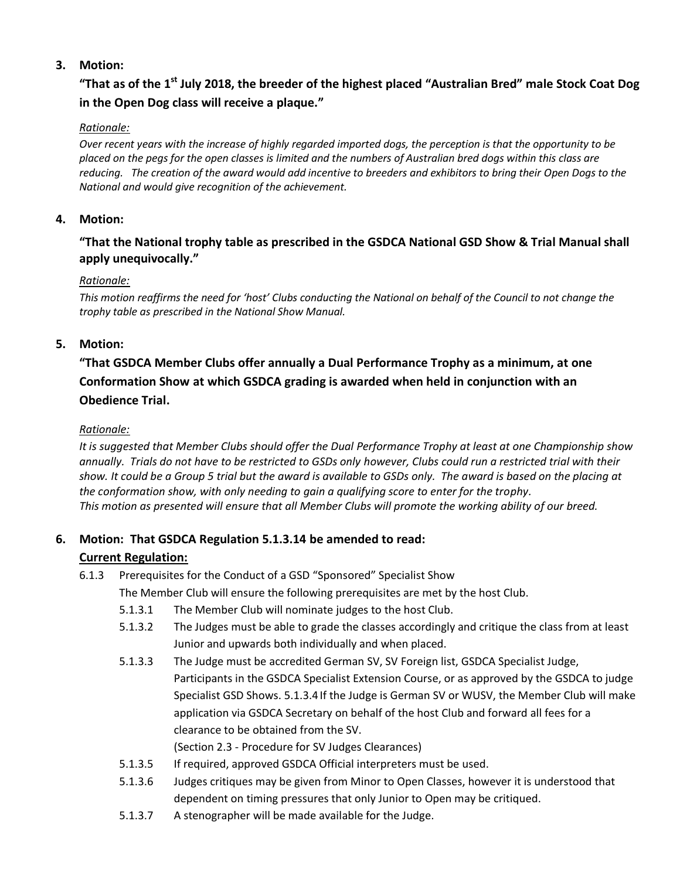**3. Motion:**

**"That as of the 1st July 2018, the breeder of the highest placed "Australian Bred" male Stock Coat Dog in the Open Dog class will receive a plaque."**

*Rationale:*

*Over recent years with the increase of highly regarded imported dogs, the perception is that the opportunity to be placed on the pegs for the open classes is limited and the numbers of Australian bred dogs within this class are reducing. The creation of the award would add incentive to breeders and exhibitors to bring their Open Dogs to the National and would give recognition of the achievement.*

**4. Motion:**

**"That the National trophy table as prescribed in the GSDCA National GSD Show & Trial Manual shall apply unequivocally."**

*Rationale:*

*This motion reaffirms the need for 'host' Clubs conducting the National on behalf of the Council to not change the trophy table as prescribed in the National Show Manual.*

**5. Motion:**

**"That GSDCA Member Clubs offer annually a Dual Performance Trophy as a minimum, at one Conformation Show at which GSDCA grading is awarded when held in conjunction with an Obedience Trial.**

*Rationale:*

*It is suggested that Member Clubs should offer the Dual Performance Trophy at least at one Championship show annually. Trials do not have to be restricted to GSDs only however, Clubs could run a restricted trial with their show. It could be a Group 5 trial but the award is available to GSDs only. The award is based on the placing at the conformation show, with only needing to gain a qualifying score to enter for the trophy.*
*This motion as presented will ensure that all Member Clubs will promote the working ability of our breed.*

**6. Motion: That GSDCA Regulation 5.1.3.14 be amended to read:**

**Current Regulation:**

6.1.3 Prerequisites for the Conduct of a GSD "Sponsored" Specialist Show
The Member Club will ensure the following prerequisites are met by the host Club.

- 5.1.3.1 The Member Club will nominate judges to the host Club.
- 5.1.3.2 The Judges must be able to grade the classes accordingly and critique the class from at least Junior and upwards both individually and when placed.
- 5.1.3.3 The Judge must be accredited German SV, SV Foreign list, GSDCA Specialist Judge, Participants in the GSDCA Specialist Extension Course, or as approved by the GSDCA to judge Specialist GSD Shows. 5.1.3.4 If the Judge is German SV or WUSV, the Member Club will make application via GSDCA Secretary on behalf of the host Club and forward all fees for a clearance to be obtained from the SV.
  (Section 2.3 - Procedure for SV Judges Clearances)
- 5.1.3.5 If required, approved GSDCA Official interpreters must be used.
- 5.1.3.6 Judges critiques may be given from Minor to Open Classes, however it is understood that dependent on timing pressures that only Junior to Open may be critiqued.
- 5.1.3.7 A stenographer will be made available for the Judge.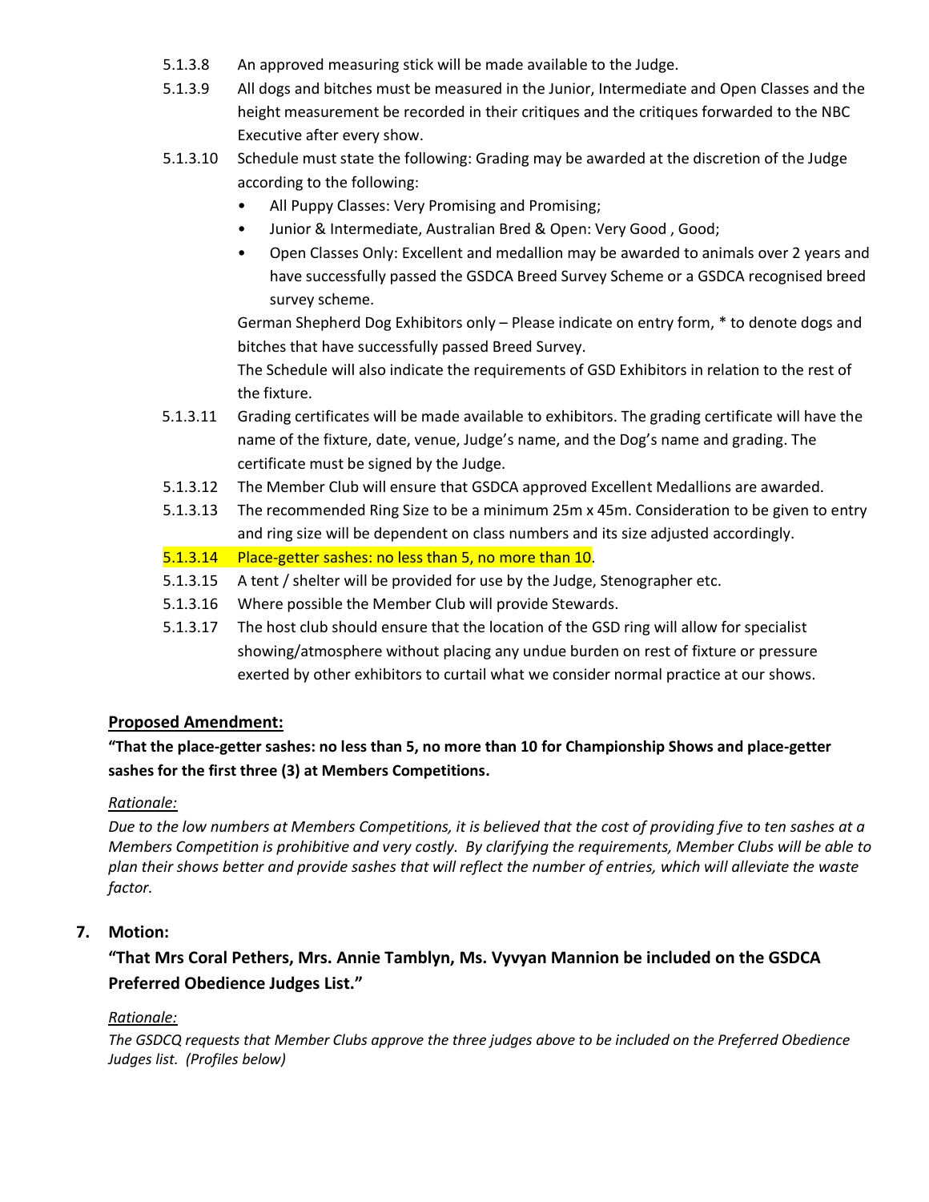5.1.3.8 An approved measuring stick will be made available to the Judge.

5.1.3.9 All dogs and bitches must be measured in the Junior, Intermediate and Open Classes and the height measurement be recorded in their critiques and the critiques forwarded to the NBC Executive after every show.

5.1.3.10 Schedule must state the following: Grading may be awarded at the discretion of the Judge according to the following:

- All Puppy Classes: Very Promising and Promising;
- Junior & Intermediate, Australian Bred & Open: Very Good , Good;
- Open Classes Only: Excellent and medallion may be awarded to animals over 2 years and have successfully passed the GSDCA Breed Survey Scheme or a GSDCA recognised breed survey scheme.

German Shepherd Dog Exhibitors only – Please indicate on entry form, * to denote dogs and bitches that have successfully passed Breed Survey.

The Schedule will also indicate the requirements of GSD Exhibitors in relation to the rest of the fixture.

5.1.3.11 Grading certificates will be made available to exhibitors. The grading certificate will have the name of the fixture, date, venue, Judge's name, and the Dog's name and grading. The certificate must be signed by the Judge.

5.1.3.12 The Member Club will ensure that GSDCA approved Excellent Medallions are awarded.

5.1.3.13 The recommended Ring Size to be a minimum 25m x 45m. Consideration to be given to entry and ring size will be dependent on class numbers and its size adjusted accordingly.

5.1.3.14 Place-getter sashes: no less than 5, no more than 10.

5.1.3.15 A tent / shelter will be provided for use by the Judge, Stenographer etc.

5.1.3.16 Where possible the Member Club will provide Stewards.

5.1.3.17 The host club should ensure that the location of the GSD ring will allow for specialist showing/atmosphere without placing any undue burden on rest of fixture or pressure exerted by other exhibitors to curtail what we consider normal practice at our shows.

**Proposed Amendment:**

**"That the place-getter sashes: no less than 5, no more than 10 for Championship Shows and place-getter sashes for the first three (3) at Members Competitions.**

*Rationale:*

*Due to the low numbers at Members Competitions, it is believed that the cost of providing five to ten sashes at a Members Competition is prohibitive and very costly. By clarifying the requirements, Member Clubs will be able to plan their shows better and provide sashes that will reflect the number of entries, which will alleviate the waste factor.*

## 7. Motion:

**"That Mrs Coral Pethers, Mrs. Annie Tamblyn, Ms. Vyvyan Mannion be included on the GSDCA Preferred Obedience Judges List."**

*Rationale:*

*The GSDCQ requests that Member Clubs approve the three judges above to be included on the Preferred Obedience Judges list. (Profiles below)*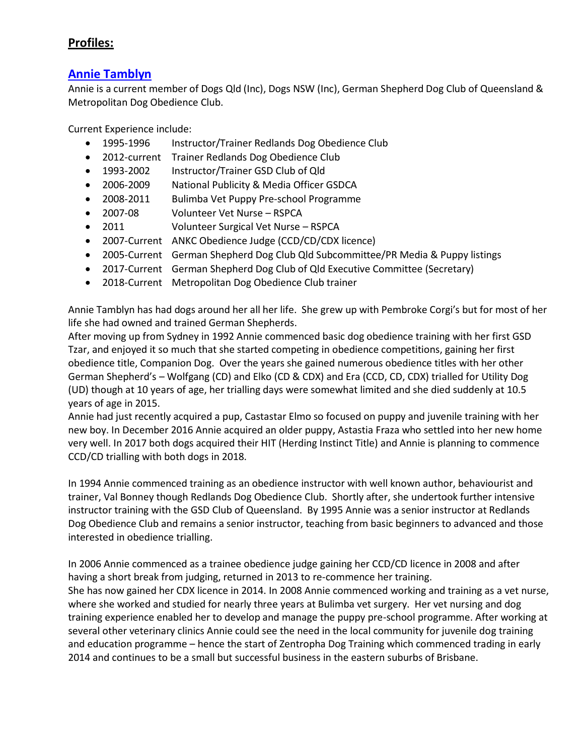## Profiles:

### [Annie Tamblyn]

Annie is a current member of Dogs Qld (Inc), Dogs NSW (Inc), German Shepherd Dog Club of Queensland & Metropolitan Dog Obedience Club.

Current Experience include:

- 1995-1996 Instructor/Trainer Redlands Dog Obedience Club
- 2012-current Trainer Redlands Dog Obedience Club
- 1993-2002 Instructor/Trainer GSD Club of Qld
- 2006-2009 National Publicity & Media Officer GSDCA
- 2008-2011 Bulimba Vet Puppy Pre-school Programme
- 2007-08 Volunteer Vet Nurse – RSPCA
- 2011 Volunteer Surgical Vet Nurse – RSPCA
- 2007-Current ANKC Obedience Judge (CCD/CD/CDX licence)
- 2005-Current German Shepherd Dog Club Qld Subcommittee/PR Media & Puppy listings
- 2017-Current German Shepherd Dog Club of Qld Executive Committee (Secretary)
- 2018-Current Metropolitan Dog Obedience Club trainer

Annie Tamblyn has had dogs around her all her life. She grew up with Pembroke Corgi's but for most of her life she had owned and trained German Shepherds.
After moving up from Sydney in 1992 Annie commenced basic dog obedience training with her first GSD Tzar, and enjoyed it so much that she started competing in obedience competitions, gaining her first obedience title, Companion Dog. Over the years she gained numerous obedience titles with her other German Shepherd's – Wolfgang (CD) and Elko (CD & CDX) and Era (CCD, CD, CDX) trialled for Utility Dog (UD) though at 10 years of age, her trialling days were somewhat limited and she died suddenly at 10.5 years of age in 2015.
Annie had just recently acquired a pup, Castastar Elmo so focused on puppy and juvenile training with her new boy. In December 2016 Annie acquired an older puppy, Astastia Fraza who settled into her new home very well. In 2017 both dogs acquired their HIT (Herding Instinct Title) and Annie is planning to commence CCD/CD trialling with both dogs in 2018.

In 1994 Annie commenced training as an obedience instructor with well known author, behaviourist and trainer, Val Bonney though Redlands Dog Obedience Club. Shortly after, she undertook further intensive instructor training with the GSD Club of Queensland. By 1995 Annie was a senior instructor at Redlands Dog Obedience Club and remains a senior instructor, teaching from basic beginners to advanced and those interested in obedience trialling.

In 2006 Annie commenced as a trainee obedience judge gaining her CCD/CD licence in 2008 and after having a short break from judging, returned in 2013 to re-commence her training.
She has now gained her CDX licence in 2014. In 2008 Annie commenced working and training as a vet nurse, where she worked and studied for nearly three years at Bulimba vet surgery. Her vet nursing and dog training experience enabled her to develop and manage the puppy pre-school programme. After working at several other veterinary clinics Annie could see the need in the local community for juvenile dog training and education programme – hence the start of Zentropha Dog Training which commenced trading in early 2014 and continues to be a small but successful business in the eastern suburbs of Brisbane.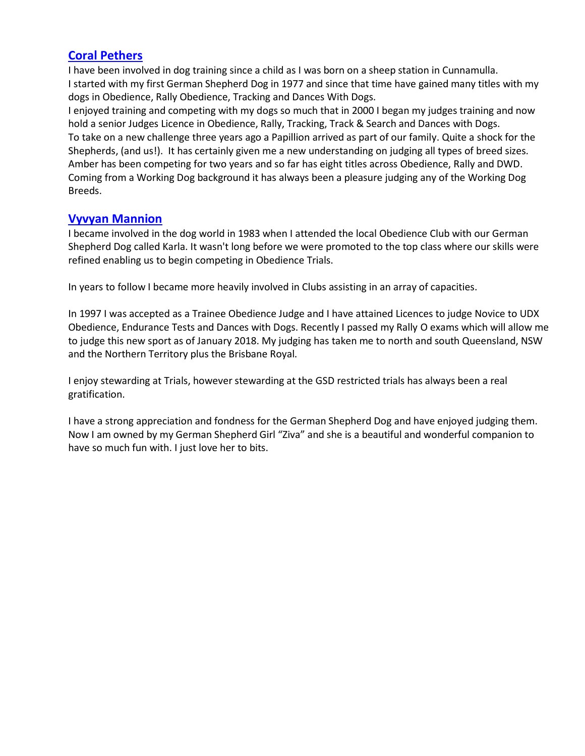## [Coral Pethers]

I have been involved in dog training since a child as I was born on a sheep station in Cunnamulla.
I started with my first German Shepherd Dog in 1977 and since that time have gained many titles with my dogs in Obedience, Rally Obedience, Tracking and Dances With Dogs.
I enjoyed training and competing with my dogs so much that in 2000 I began my judges training and now hold a senior Judges Licence in Obedience, Rally, Tracking, Track & Search and Dances with Dogs.
To take on a new challenge three years ago a Papillion arrived as part of our family. Quite a shock for the Shepherds, (and us!). It has certainly given me a new understanding on judging all types of breed sizes.
Amber has been competing for two years and so far has eight titles across Obedience, Rally and DWD.
Coming from a Working Dog background it has always been a pleasure judging any of the Working Dog Breeds.

## [Vyvyan Mannion]

I became involved in the dog world in 1983 when I attended the local Obedience Club with our German Shepherd Dog called Karla. It wasn't long before we were promoted to the top class where our skills were refined enabling us to begin competing in Obedience Trials.

In years to follow I became more heavily involved in Clubs assisting in an array of capacities.

In 1997 I was accepted as a Trainee Obedience Judge and I have attained Licences to judge Novice to UDX Obedience, Endurance Tests and Dances with Dogs. Recently I passed my Rally O exams which will allow me to judge this new sport as of January 2018. My judging has taken me to north and south Queensland, NSW and the Northern Territory plus the Brisbane Royal.

I enjoy stewarding at Trials, however stewarding at the GSD restricted trials has always been a real gratification.

I have a strong appreciation and fondness for the German Shepherd Dog and have enjoyed judging them. Now I am owned by my German Shepherd Girl "Ziva" and she is a beautiful and wonderful companion to have so much fun with. I just love her to bits.